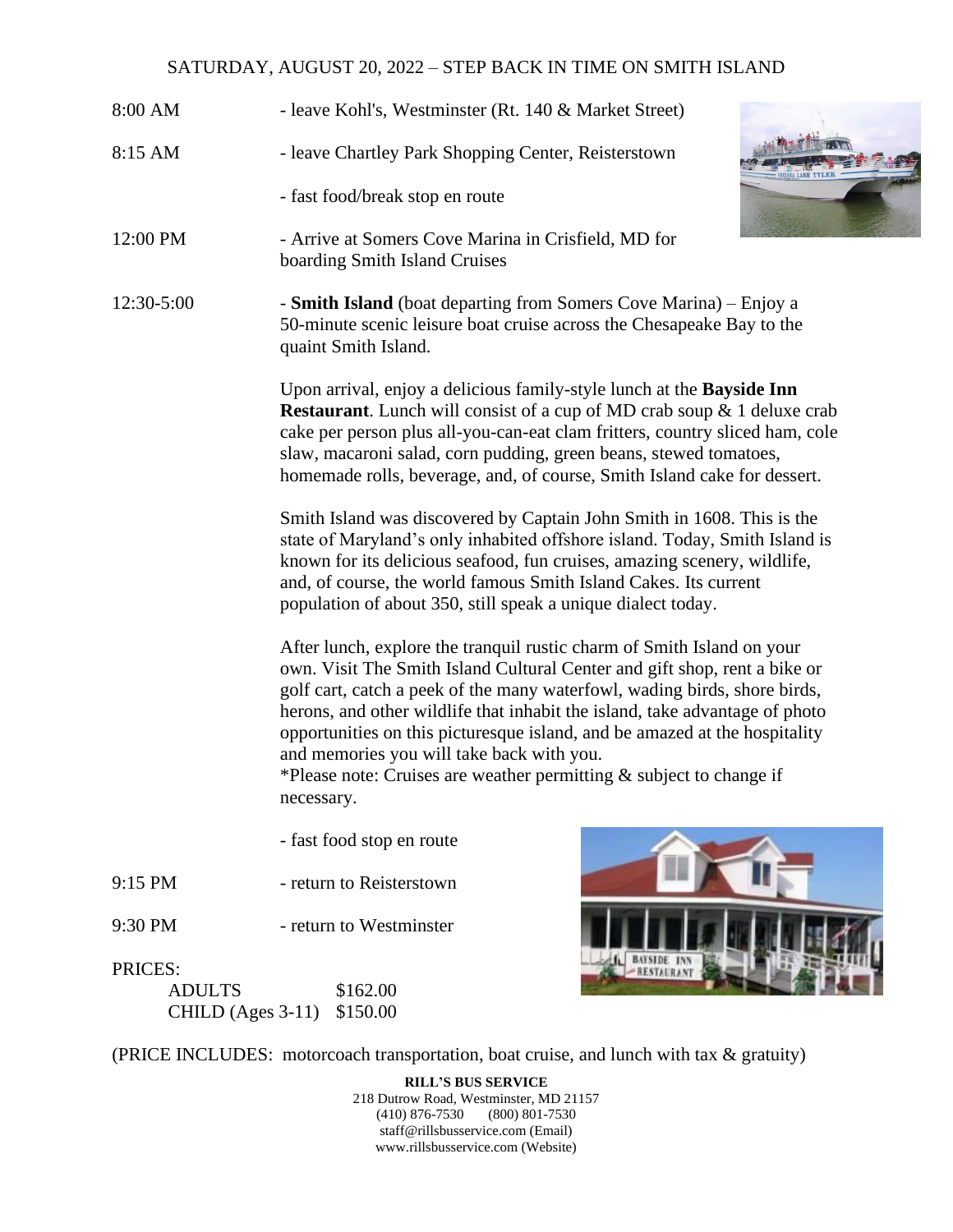# SATURDAY, AUGUST 20, 2022 – STEP BACK IN TIME ON SMITH ISLAND

| | |
|---|---|
| 8:00 AM | - leave Kohl's, Westminster (Rt. 140 & Market Street) |
| 8:15 AM | - leave Chartley Park Shopping Center, Reisterstown |
| | - fast food/break stop en route |
| 12:00 PM | - Arrive at Somers Cove Marina in Crisfield, MD for boarding Smith Island Cruises |
| 12:30-5:00 | - **Smith Island** (boat departing from Somers Cove Marina) – Enjoy a 50-minute scenic leisure boat cruise across the Chesapeake Bay to the quaint Smith Island. |

Upon arrival, enjoy a delicious family-style lunch at the **Bayside Inn Restaurant**. Lunch will consist of a cup of MD crab soup & 1 deluxe crab cake per person plus all-you-can-eat clam fritters, country sliced ham, cole slaw, macaroni salad, corn pudding, green beans, stewed tomatoes, homemade rolls, beverage, and, of course, Smith Island cake for dessert.

Smith Island was discovered by Captain John Smith in 1608. This is the state of Maryland's only inhabited offshore island. Today, Smith Island is known for its delicious seafood, fun cruises, amazing scenery, wildlife, and, of course, the world famous Smith Island Cakes. Its current population of about 350, still speak a unique dialect today.

After lunch, explore the tranquil rustic charm of Smith Island on your own. Visit The Smith Island Cultural Center and gift shop, rent a bike or golf cart, catch a peek of the many waterfowl, wading birds, shore birds, herons, and other wildlife that inhabit the island, take advantage of photo opportunities on this picturesque island, and be amazed at the hospitality and memories you will take back with you.
*Please note: Cruises are weather permitting & subject to change if necessary.

| | |
|---|---|
| | - fast food stop en route |
| 9:15 PM | - return to Reisterstown |
| 9:30 PM | - return to Westminster |

PRICES:

| | |
|---|---|
| ADULTS | $162.00 |
| CHILD (Ages 3-11) | $150.00 |

(PRICE INCLUDES: motorcoach transportation, boat cruise, and lunch with tax & gratuity)

**RILL'S BUS SERVICE**
218 Dutrow Road, Westminster, MD 21157
(410) 876-7530 (800) 801-7530
staff@rillsbusservice.com (Email)
www.rillsbusservice.com (Website)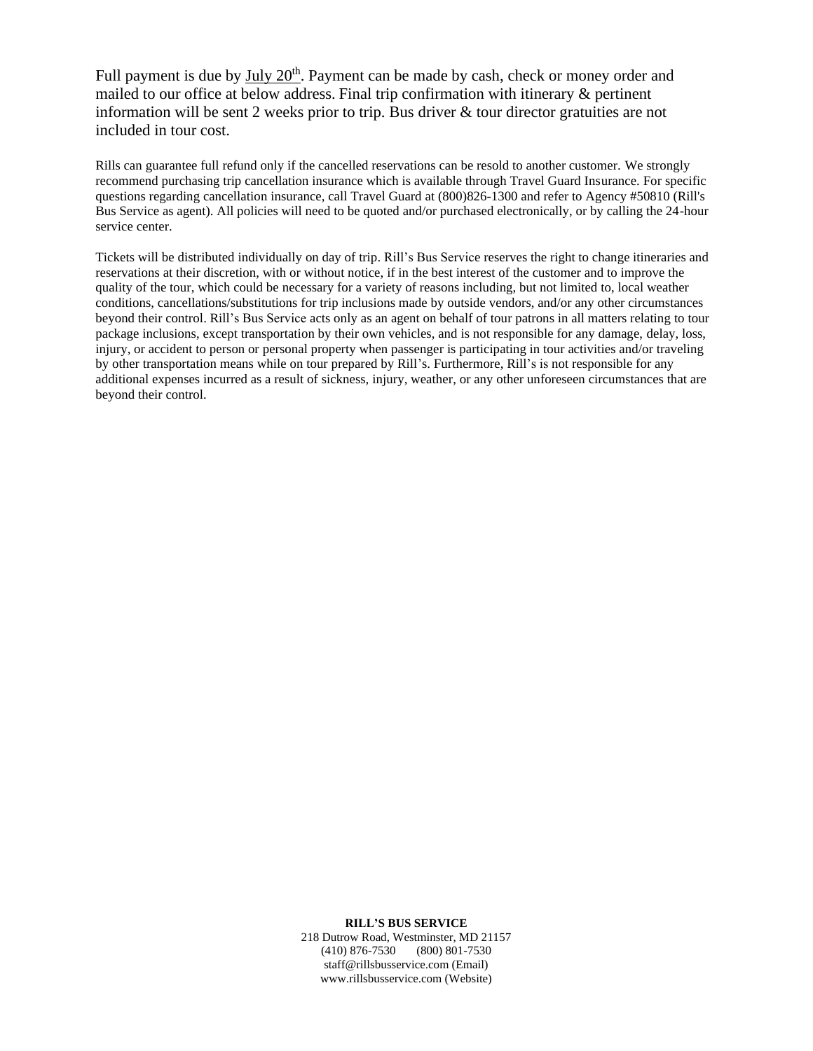Full payment is due by July 20th. Payment can be made by cash, check or money order and mailed to our office at below address. Final trip confirmation with itinerary & pertinent information will be sent 2 weeks prior to trip. Bus driver & tour director gratuities are not included in tour cost.

Rills can guarantee full refund only if the cancelled reservations can be resold to another customer. We strongly recommend purchasing trip cancellation insurance which is available through Travel Guard Insurance. For specific questions regarding cancellation insurance, call Travel Guard at (800)826-1300 and refer to Agency #50810 (Rill's Bus Service as agent). All policies will need to be quoted and/or purchased electronically, or by calling the 24-hour service center.

Tickets will be distributed individually on day of trip. Rill's Bus Service reserves the right to change itineraries and reservations at their discretion, with or without notice, if in the best interest of the customer and to improve the quality of the tour, which could be necessary for a variety of reasons including, but not limited to, local weather conditions, cancellations/substitutions for trip inclusions made by outside vendors, and/or any other circumstances beyond their control. Rill's Bus Service acts only as an agent on behalf of tour patrons in all matters relating to tour package inclusions, except transportation by their own vehicles, and is not responsible for any damage, delay, loss, injury, or accident to person or personal property when passenger is participating in tour activities and/or traveling by other transportation means while on tour prepared by Rill's. Furthermore, Rill's is not responsible for any additional expenses incurred as a result of sickness, injury, weather, or any other unforeseen circumstances that are beyond their control.

**RILL'S BUS SERVICE**
218 Dutrow Road, Westminster, MD 21157
(410) 876-7530 (800) 801-7530
staff@rillsbusservice.com (Email)
www.rillsbusservice.com (Website)